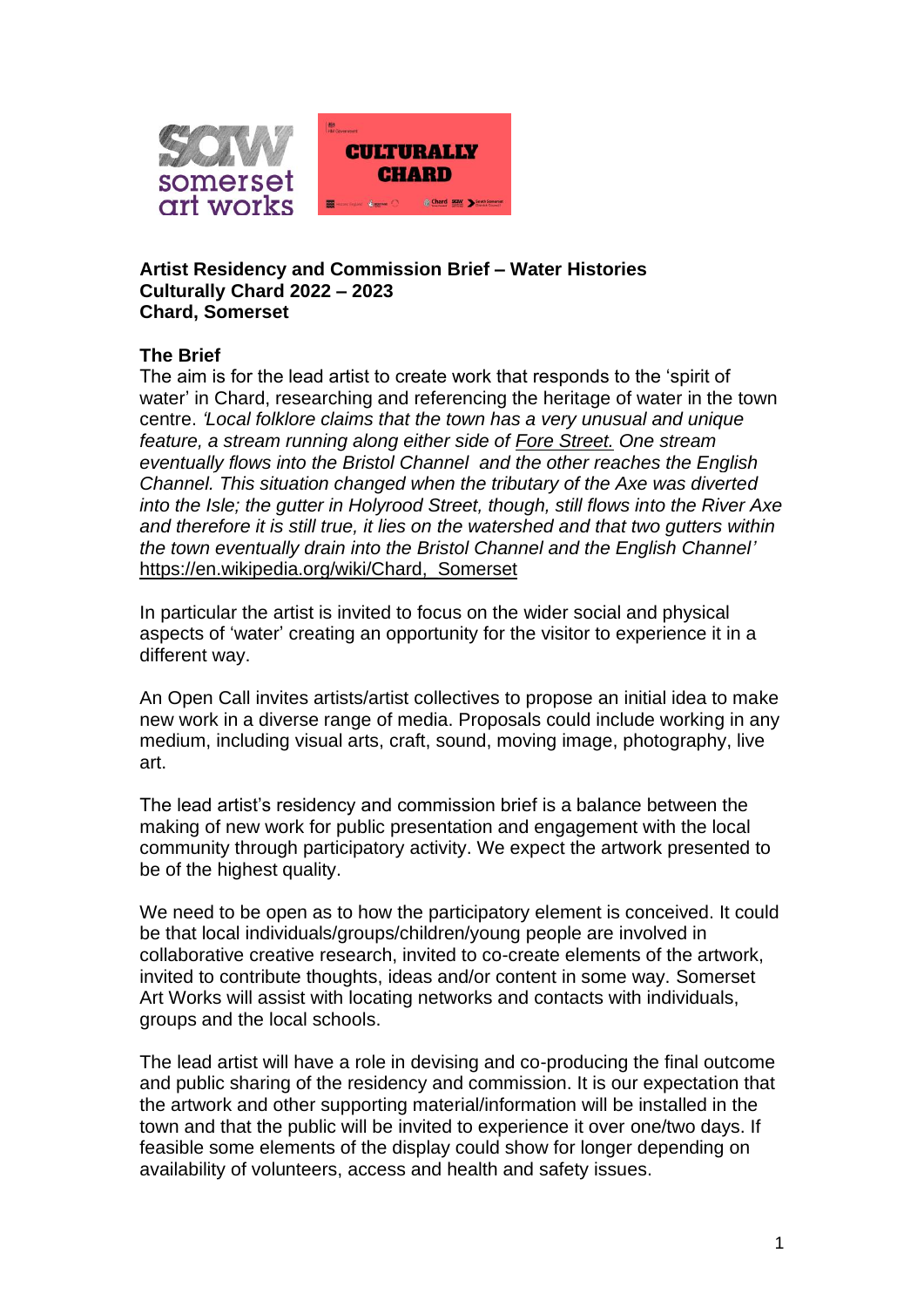**Artist Residency and Commission Brief – Water Histories**
**Culturally Chard 2022 – 2023**
**Chard, Somerset**

**The Brief**

The aim is for the lead artist to create work that responds to the 'spirit of water' in Chard, researching and referencing the heritage of water in the town centre. *'Local folklore claims that the town has a very unusual and unique feature, a stream running along either side of Fore Street. One stream eventually flows into the Bristol Channel and the other reaches the English Channel. This situation changed when the tributary of the Axe was diverted into the Isle; the gutter in Holyrood Street, though, still flows into the River Axe and therefore it is still true, it lies on the watershed and that two gutters within the town eventually drain into the Bristol Channel and the English Channel'* https://en.wikipedia.org/wiki/Chard,_Somerset

In particular the artist is invited to focus on the wider social and physical aspects of 'water' creating an opportunity for the visitor to experience it in a different way.

An Open Call invites artists/artist collectives to propose an initial idea to make new work in a diverse range of media. Proposals could include working in any medium, including visual arts, craft, sound, moving image, photography, live art.

The lead artist's residency and commission brief is a balance between the making of new work for public presentation and engagement with the local community through participatory activity. We expect the artwork presented to be of the highest quality.

We need to be open as to how the participatory element is conceived. It could be that local individuals/groups/children/young people are involved in collaborative creative research, invited to co-create elements of the artwork, invited to contribute thoughts, ideas and/or content in some way. Somerset Art Works will assist with locating networks and contacts with individuals, groups and the local schools.

The lead artist will have a role in devising and co-producing the final outcome and public sharing of the residency and commission. It is our expectation that the artwork and other supporting material/information will be installed in the town and that the public will be invited to experience it over one/two days. If feasible some elements of the display could show for longer depending on availability of volunteers, access and health and safety issues.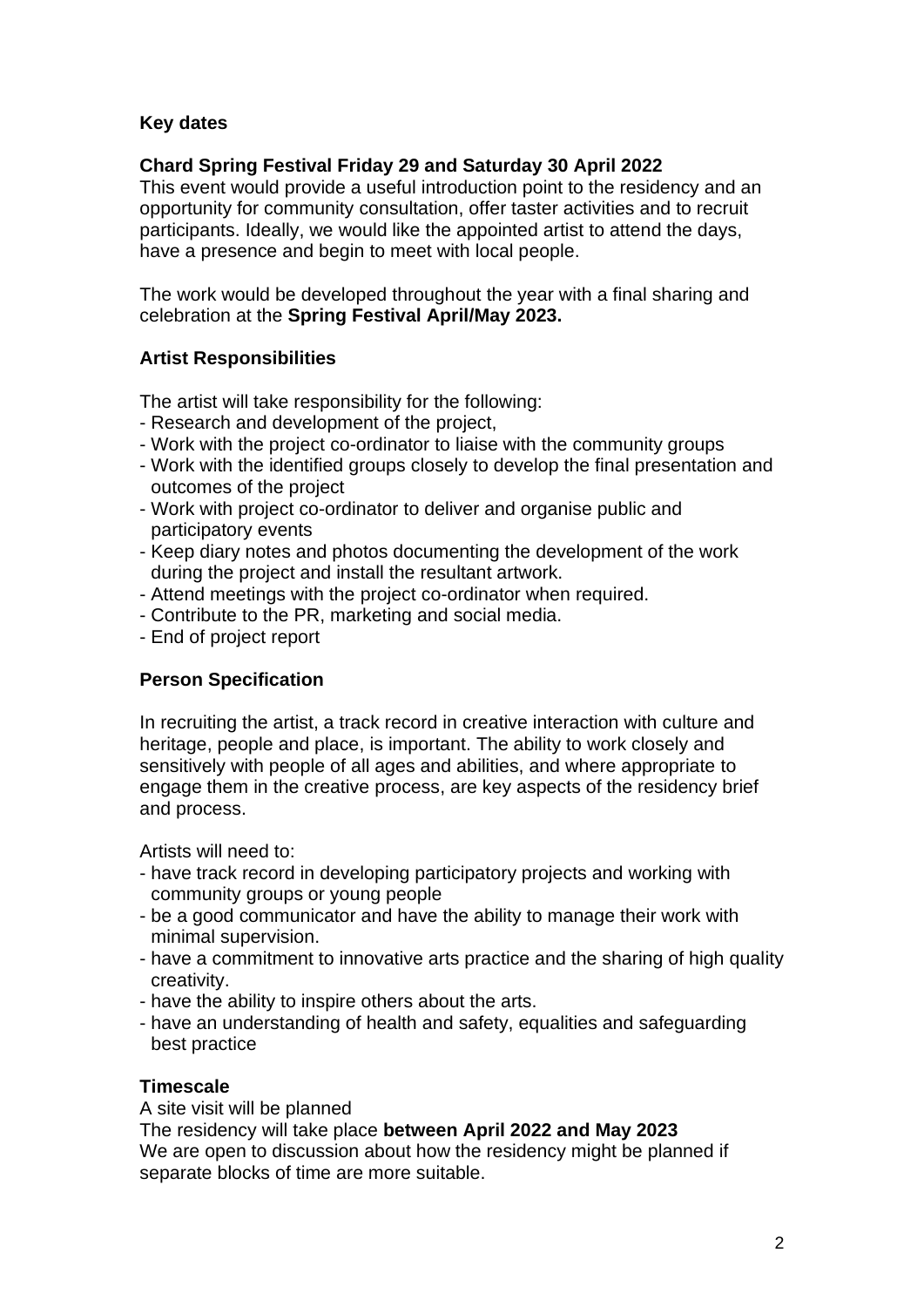**Key dates**

**Chard Spring Festival Friday 29 and Saturday 30 April 2022**

This event would provide a useful introduction point to the residency and an opportunity for community consultation, offer taster activities and to recruit participants. Ideally, we would like the appointed artist to attend the days, have a presence and begin to meet with local people.

The work would be developed throughout the year with a final sharing and celebration at the **Spring Festival April/May 2023.**

**Artist Responsibilities**

The artist will take responsibility for the following:

- Research and development of the project,
- Work with the project co-ordinator to liaise with the community groups
- Work with the identified groups closely to develop the final presentation and outcomes of the project
- Work with project co-ordinator to deliver and organise public and participatory events
- Keep diary notes and photos documenting the development of the work during the project and install the resultant artwork.
- Attend meetings with the project co-ordinator when required.
- Contribute to the PR, marketing and social media.
- End of project report

**Person Specification**

In recruiting the artist, a track record in creative interaction with culture and heritage, people and place, is important. The ability to work closely and sensitively with people of all ages and abilities, and where appropriate to engage them in the creative process, are key aspects of the residency brief and process.

Artists will need to:

- have track record in developing participatory projects and working with community groups or young people
- be a good communicator and have the ability to manage their work with minimal supervision.
- have a commitment to innovative arts practice and the sharing of high quality creativity.
- have the ability to inspire others about the arts.
- have an understanding of health and safety, equalities and safeguarding best practice

**Timescale**

A site visit will be planned

The residency will take place **between April 2022 and May 2023**

We are open to discussion about how the residency might be planned if separate blocks of time are more suitable.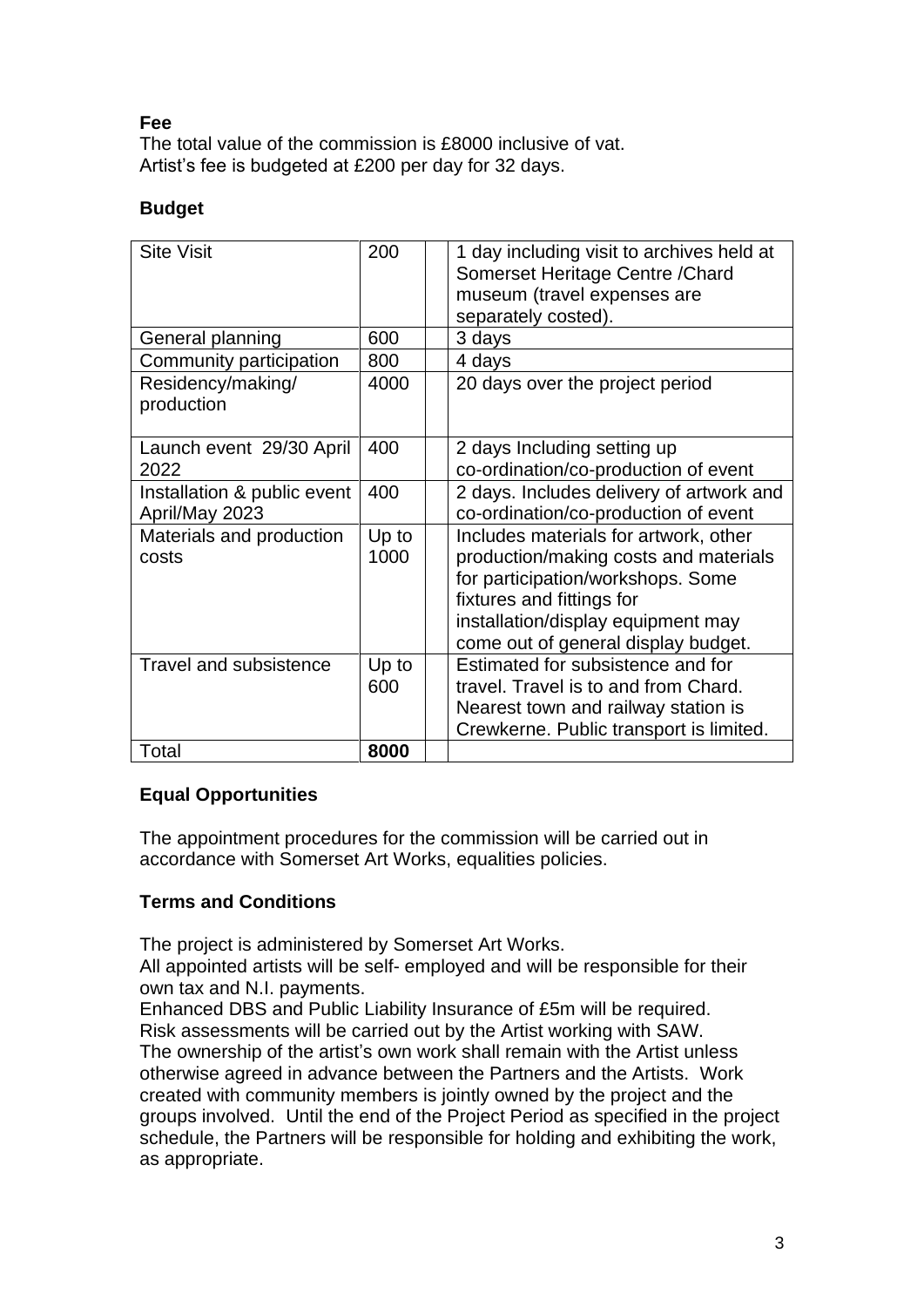**Fee**

The total value of the commission is £8000 inclusive of vat.
Artist's fee is budgeted at £200 per day for 32 days.

**Budget**

| Site Visit | 200 | | 1 day including visit to archives held at Somerset Heritage Centre /Chard museum (travel expenses are separately costed). |
|---|---|---|---|
| General planning | 600 | | 3 days |
| Community participation | 800 | | 4 days |
| Residency/making/ production | 4000 | | 20 days over the project period |
| Launch event 29/30 April 2022 | 400 | | 2 days Including setting up co-ordination/co-production of event |
| Installation & public event April/May 2023 | 400 | | 2 days. Includes delivery of artwork and co-ordination/co-production of event |
| Materials and production costs | Up to 1000 | | Includes materials for artwork, other production/making costs and materials for participation/workshops. Some fixtures and fittings for installation/display equipment may come out of general display budget. |
| Travel and subsistence | Up to 600 | | Estimated for subsistence and for travel. Travel is to and from Chard. Nearest town and railway station is Crewkerne. Public transport is limited. |
| Total | **8000** | | |

**Equal Opportunities**

The appointment procedures for the commission will be carried out in accordance with Somerset Art Works, equalities policies.

**Terms and Conditions**

The project is administered by Somerset Art Works.
All appointed artists will be self- employed and will be responsible for their own tax and N.I. payments.
Enhanced DBS and Public Liability Insurance of £5m will be required.
Risk assessments will be carried out by the Artist working with SAW.
The ownership of the artist's own work shall remain with the Artist unless otherwise agreed in advance between the Partners and the Artists. Work created with community members is jointly owned by the project and the groups involved. Until the end of the Project Period as specified in the project schedule, the Partners will be responsible for holding and exhibiting the work, as appropriate.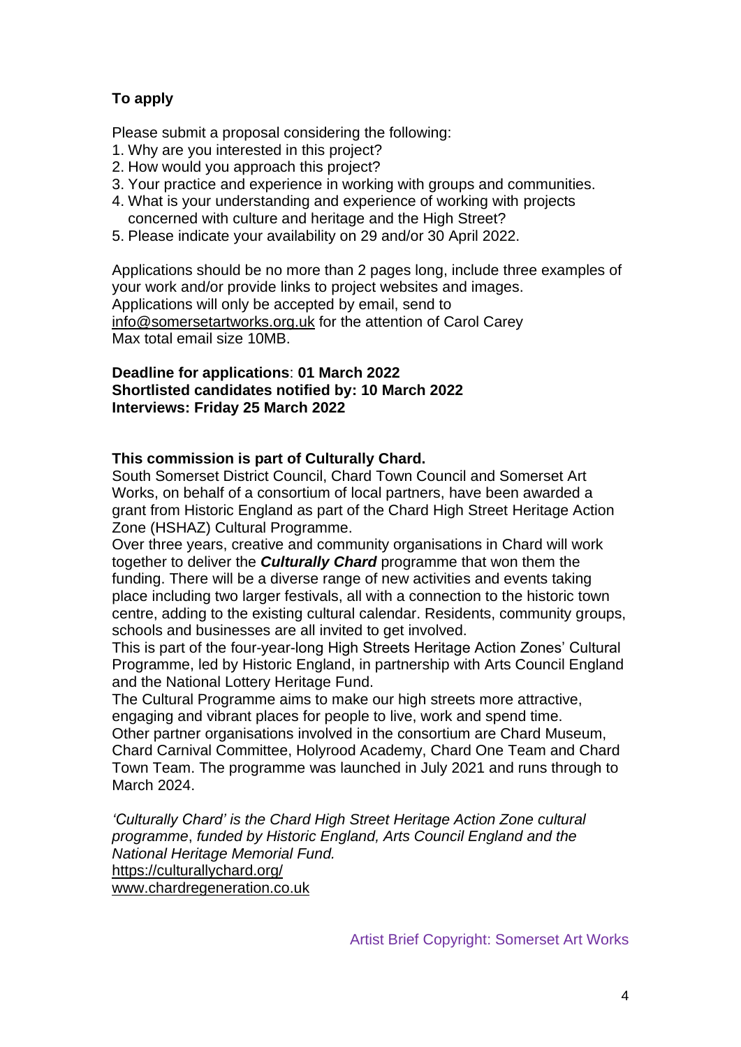**To apply**

Please submit a proposal considering the following:

1. Why are you interested in this project?
2. How would you approach this project?
3. Your practice and experience in working with groups and communities.
4. What is your understanding and experience of working with projects concerned with culture and heritage and the High Street?
5. Please indicate your availability on 29 and/or 30 April 2022.

Applications should be no more than 2 pages long, include three examples of your work and/or provide links to project websites and images.
Applications will only be accepted by email, send to info@somersetartworks.org.uk for the attention of Carol Carey
Max total email size 10MB.

**Deadline for applications**: **01 March 2022**
**Shortlisted candidates notified by: 10 March 2022**
**Interviews: Friday 25 March 2022**

**This commission is part of Culturally Chard.**
South Somerset District Council, Chard Town Council and Somerset Art Works, on behalf of a consortium of local partners, have been awarded a grant from Historic England as part of the Chard High Street Heritage Action Zone (HSHAZ) Cultural Programme.
Over three years, creative and community organisations in Chard will work together to deliver the ***Culturally Chard*** programme that won them the funding. There will be a diverse range of new activities and events taking place including two larger festivals, all with a connection to the historic town centre, adding to the existing cultural calendar. Residents, community groups, schools and businesses are all invited to get involved.
This is part of the four-year-long High Streets Heritage Action Zones' Cultural Programme, led by Historic England, in partnership with Arts Council England and the National Lottery Heritage Fund.
The Cultural Programme aims to make our high streets more attractive, engaging and vibrant places for people to live, work and spend time.
Other partner organisations involved in the consortium are Chard Museum, Chard Carnival Committee, Holyrood Academy, Chard One Team and Chard Town Team. The programme was launched in July 2021 and runs through to March 2024.

*'Culturally Chard' is the Chard High Street Heritage Action Zone cultural programme*, *funded by Historic England, Arts Council England and the National Heritage Memorial Fund.*
https://culturallychard.org/
www.chardregeneration.co.uk

Artist Brief Copyright: Somerset Art Works